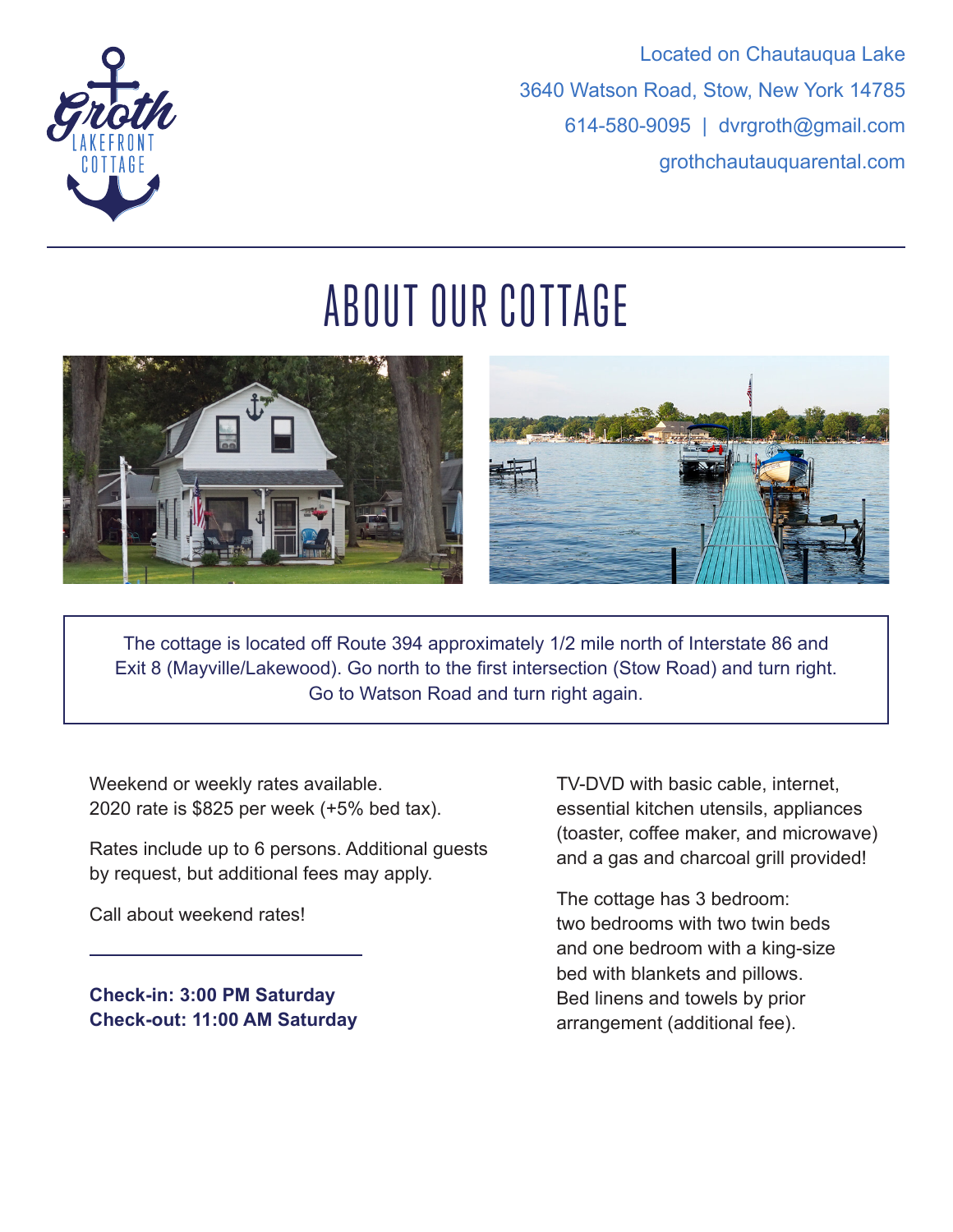Groth Lakefront Cottage

Located on Chautauqua Lake
3640 Watson Road, Stow, New York 14785
614-580-9095 | dvrgroth@gmail.com
grothchautauquarental.com

# ABOUT OUR COTTAGE

The cottage is located off Route 394 approximately 1/2 mile north of Interstate 86 and Exit 8 (Mayville/Lakewood). Go north to the first intersection (Stow Road) and turn right. Go to Watson Road and turn right again.

Weekend or weekly rates available.
2020 rate is $825 per week (+5% bed tax).

Rates include up to 6 persons. Additional guests by request, but additional fees may apply.

Call about weekend rates!

**Check-in: 3:00 PM Saturday**
**Check-out: 11:00 AM Saturday**

TV-DVD with basic cable, internet, essential kitchen utensils, appliances (toaster, coffee maker, and microwave) and a gas and charcoal grill provided!

The cottage has 3 bedroom:
two bedrooms with two twin beds and one bedroom with a king-size bed with blankets and pillows.
Bed linens and towels by prior arrangement (additional fee).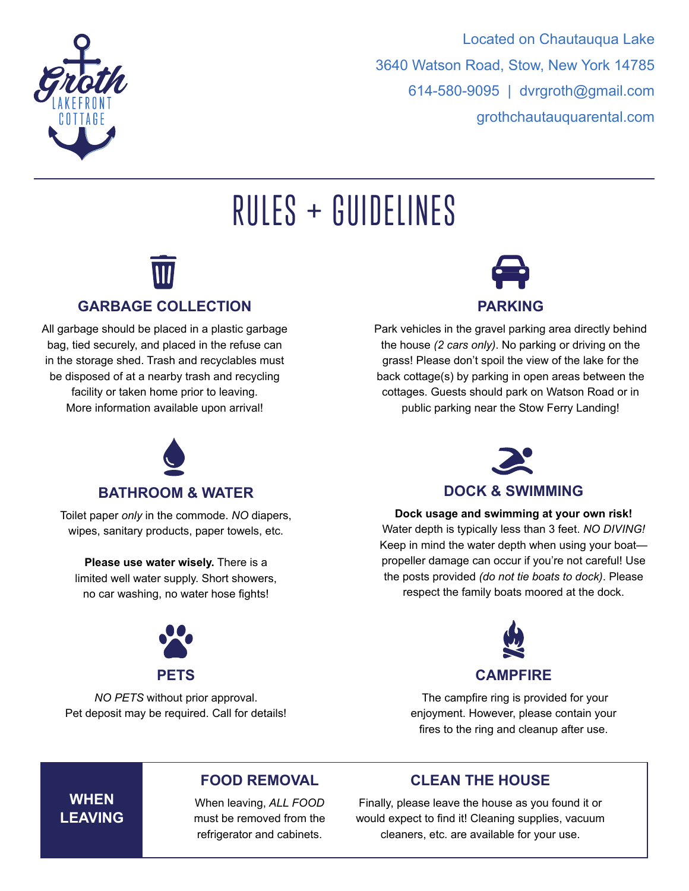Groth
LAKEFRONT
COTTAGE

Located on Chautauqua Lake
3640 Watson Road, Stow, New York 14785
614-580-9095 | dvrgroth@gmail.com
grothchautauquarental.com

# RULES + GUIDELINES

## GARBAGE COLLECTION

All garbage should be placed in a plastic garbage bag, tied securely, and placed in the refuse can in the storage shed. Trash and recyclables must be disposed of at a nearby trash and recycling facility or taken home prior to leaving. More information available upon arrival!

## PARKING

Park vehicles in the gravel parking area directly behind the house *(2 cars only)*. No parking or driving on the grass! Please don't spoil the view of the lake for the back cottage(s) by parking in open areas between the cottages. Guests should park on Watson Road or in public parking near the Stow Ferry Landing!

## BATHROOM & WATER

Toilet paper *only* in the commode. *NO* diapers, wipes, sanitary products, paper towels, etc.

**Please use water wisely.** There is a limited well water supply. Short showers, no car washing, no water hose fights!

## DOCK & SWIMMING

**Dock usage and swimming at your own risk!** Water depth is typically less than 3 feet. *NO DIVING!* Keep in mind the water depth when using your boat—propeller damage can occur if you're not careful! Use the posts provided *(do not tie boats to dock)*. Please respect the family boats moored at the dock.

## PETS

*NO PETS* without prior approval.
Pet deposit may be required. Call for details!

## CAMPFIRE

The campfire ring is provided for your enjoyment. However, please contain your fires to the ring and cleanup after use.

## WHEN LEAVING

### FOOD REMOVAL

When leaving, *ALL FOOD* must be removed from the refrigerator and cabinets.

### CLEAN THE HOUSE

Finally, please leave the house as you found it or would expect to find it! Cleaning supplies, vacuum cleaners, etc. are available for your use.